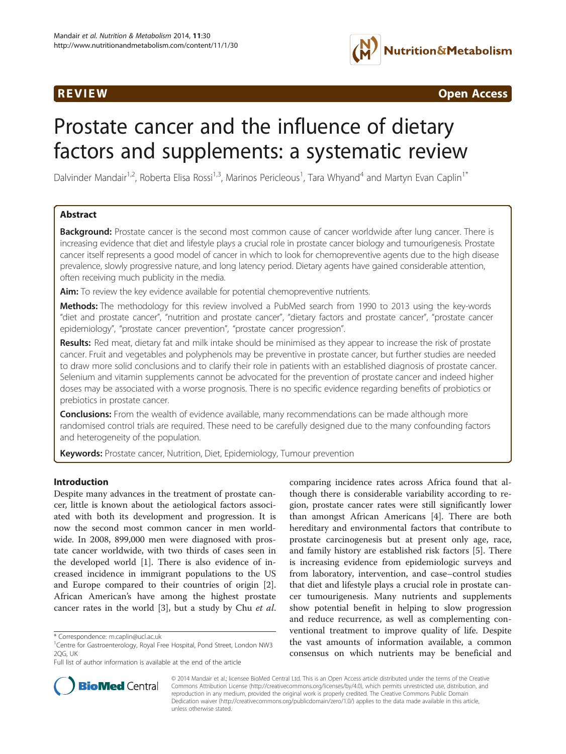REVIEW Open Access

# Prostate cancer and the influence of dietary factors and supplements: a systematic review

Dalvinder Mandair[1,2], Roberta Elisa Rossi[1,3], Marinos Pericleous[1], Tara Whyand[4] and Martyn Evan Caplin[1*]

## Abstract

**Background:** Prostate cancer is the second most common cause of cancer worldwide after lung cancer. There is increasing evidence that diet and lifestyle plays a crucial role in prostate cancer biology and tumourigenesis. Prostate cancer itself represents a good model of cancer in which to look for chemopreventive agents due to the high disease prevalence, slowly progressive nature, and long latency period. Dietary agents have gained considerable attention, often receiving much publicity in the media.

**Aim:** To review the key evidence available for potential chemopreventive nutrients.

**Methods:** The methodology for this review involved a PubMed search from 1990 to 2013 using the key-words "diet and prostate cancer", "nutrition and prostate cancer", "dietary factors and prostate cancer", "prostate cancer epidemiology", "prostate cancer prevention", "prostate cancer progression".

**Results:** Red meat, dietary fat and milk intake should be minimised as they appear to increase the risk of prostate cancer. Fruit and vegetables and polyphenols may be preventive in prostate cancer, but further studies are needed to draw more solid conclusions and to clarify their role in patients with an established diagnosis of prostate cancer. Selenium and vitamin supplements cannot be advocated for the prevention of prostate cancer and indeed higher doses may be associated with a worse prognosis. There is no specific evidence regarding benefits of probiotics or prebiotics in prostate cancer.

**Conclusions:** From the wealth of evidence available, many recommendations can be made although more randomised control trials are required. These need to be carefully designed due to the many confounding factors and heterogeneity of the population.

**Keywords:** Prostate cancer, Nutrition, Diet, Epidemiology, Tumour prevention

## Introduction

Despite many advances in the treatment of prostate cancer, little is known about the aetiological factors associated with both its development and progression. It is now the second most common cancer in men worldwide. In 2008, 899,000 men were diagnosed with prostate cancer worldwide, with two thirds of cases seen in the developed world [1]. There is also evidence of increased incidence in immigrant populations to the US and Europe compared to their countries of origin [2]. African American's have among the highest prostate cancer rates in the world [3], but a study by Chu *et al.* comparing incidence rates across Africa found that although there is considerable variability according to region, prostate cancer rates were still significantly lower than amongst African Americans [4]. There are both hereditary and environmental factors that contribute to prostate carcinogenesis but at present only age, race, and family history are established risk factors [5]. There is increasing evidence from epidemiologic surveys and from laboratory, intervention, and case–control studies that diet and lifestyle plays a crucial role in prostate cancer tumourigenesis. Many nutrients and supplements show potential benefit in helping to slow progression and reduce recurrence, as well as complementing conventional treatment to improve quality of life. Despite the vast amounts of information available, a common consensus on which nutrients may be beneficial and

\* Correspondence: m.caplin@ucl.ac.uk
[1]Centre for Gastroenterology, Royal Free Hospital, Pond Street, London NW3 2QG, UK
Full list of author information is available at the end of the article

© 2014 Mandair et al.; licensee BioMed Central Ltd. This is an Open Access article distributed under the terms of the Creative Commons Attribution License (http://creativecommons.org/licenses/by/4.0), which permits unrestricted use, distribution, and reproduction in any medium, provided the original work is properly credited. The Creative Commons Public Domain Dedication waiver (http://creativecommons.org/publicdomain/zero/1.0/) applies to the data made available in this article, unless otherwise stated.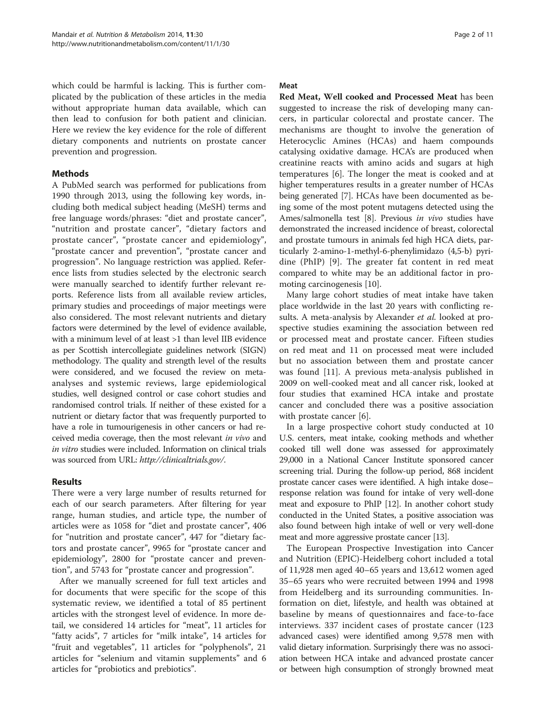which could be harmful is lacking. This is further complicated by the publication of these articles in the media without appropriate human data available, which can then lead to confusion for both patient and clinician. Here we review the key evidence for the role of different dietary components and nutrients on prostate cancer prevention and progression.

## Methods

A PubMed search was performed for publications from 1990 through 2013, using the following key words, including both medical subject heading (MeSH) terms and free language words/phrases: "diet and prostate cancer", "nutrition and prostate cancer", "dietary factors and prostate cancer", "prostate cancer and epidemiology", "prostate cancer and prevention", "prostate cancer and progression". No language restriction was applied. Reference lists from studies selected by the electronic search were manually searched to identify further relevant reports. Reference lists from all available review articles, primary studies and proceedings of major meetings were also considered. The most relevant nutrients and dietary factors were determined by the level of evidence available, with a minimum level of at least >1 than level IIB evidence as per Scottish intercollegiate guidelines network (SIGN) methodology. The quality and strength level of the results were considered, and we focused the review on meta-analyses and systemic reviews, large epidemiological studies, well designed control or case cohort studies and randomised control trials. If neither of these existed for a nutrient or dietary factor that was frequently purported to have a role in tumourigenesis in other cancers or had received media coverage, then the most relevant *in vivo* and *in vitro* studies were included. Information on clinical trials was sourced from URL: *http://clinicaltrials.gov/*.

## Results

There were a very large number of results returned for each of our search parameters. After filtering for year range, human studies, and article type, the number of articles were as 1058 for "diet and prostate cancer", 406 for "nutrition and prostate cancer", 447 for "dietary factors and prostate cancer", 9965 for "prostate cancer and epidemiology", 2800 for "prostate cancer and prevention", and 5743 for "prostate cancer and progression".

After we manually screened for full text articles and for documents that were specific for the scope of this systematic review, we identified a total of 85 pertinent articles with the strongest level of evidence. In more detail, we considered 14 articles for "meat", 11 articles for "fatty acids", 7 articles for "milk intake", 14 articles for "fruit and vegetables", 11 articles for "polyphenols", 21 articles for "selenium and vitamin supplements" and 6 articles for "probiotics and prebiotics".

### Meat

**Red Meat, Well cooked and Processed Meat** has been suggested to increase the risk of developing many cancers, in particular colorectal and prostate cancer. The mechanisms are thought to involve the generation of Heterocyclic Amines (HCAs) and haem compounds catalysing oxidative damage. HCA's are produced when creatinine reacts with amino acids and sugars at high temperatures [6]. The longer the meat is cooked and at higher temperatures results in a greater number of HCAs being generated [7]. HCAs have been documented as being some of the most potent mutagens detected using the Ames/salmonella test [8]. Previous *in vivo* studies have demonstrated the increased incidence of breast, colorectal and prostate tumours in animals fed high HCA diets, particularly 2-amino-1-methyl-6-phenylimidazo (4,5-b) pyridine (PhIP) [9]. The greater fat content in red meat compared to white may be an additional factor in promoting carcinogenesis [10].

Many large cohort studies of meat intake have taken place worldwide in the last 20 years with conflicting results. A meta-analysis by Alexander *et al.* looked at prospective studies examining the association between red or processed meat and prostate cancer. Fifteen studies on red meat and 11 on processed meat were included but no association between them and prostate cancer was found [11]. A previous meta-analysis published in 2009 on well-cooked meat and all cancer risk, looked at four studies that examined HCA intake and prostate cancer and concluded there was a positive association with prostate cancer [6].

In a large prospective cohort study conducted at 10 U.S. centers, meat intake, cooking methods and whether cooked till well done was assessed for approximately 29,000 in a National Cancer Institute sponsored cancer screening trial. During the follow-up period, 868 incident prostate cancer cases were identified. A high intake dose–response relation was found for intake of very well-done meat and exposure to PhIP [12]. In another cohort study conducted in the United States, a positive association was also found between high intake of well or very well-done meat and more aggressive prostate cancer [13].

The European Prospective Investigation into Cancer and Nutrition (EPIC)-Heidelberg cohort included a total of 11,928 men aged 40–65 years and 13,612 women aged 35–65 years who were recruited between 1994 and 1998 from Heidelberg and its surrounding communities. Information on diet, lifestyle, and health was obtained at baseline by means of questionnaires and face-to-face interviews. 337 incident cases of prostate cancer (123 advanced cases) were identified among 9,578 men with valid dietary information. Surprisingly there was no association between HCA intake and advanced prostate cancer or between high consumption of strongly browned meat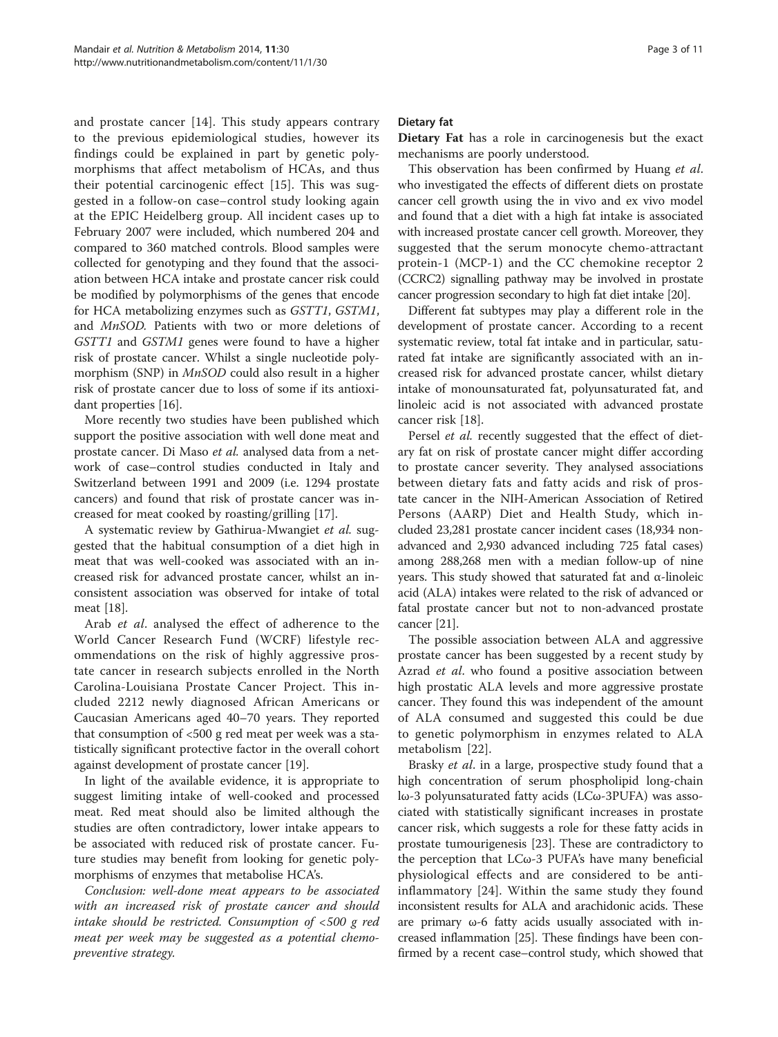and prostate cancer [14]. This study appears contrary to the previous epidemiological studies, however its findings could be explained in part by genetic polymorphisms that affect metabolism of HCAs, and thus their potential carcinogenic effect [15]. This was suggested in a follow-on case–control study looking again at the EPIC Heidelberg group. All incident cases up to February 2007 were included, which numbered 204 and compared to 360 matched controls. Blood samples were collected for genotyping and they found that the association between HCA intake and prostate cancer risk could be modified by polymorphisms of the genes that encode for HCA metabolizing enzymes such as *GSTT1*, *GSTM1*, and *MnSOD*. Patients with two or more deletions of *GSTT1* and *GSTM1* genes were found to have a higher risk of prostate cancer. Whilst a single nucleotide polymorphism (SNP) in *MnSOD* could also result in a higher risk of prostate cancer due to loss of some if its antioxidant properties [16].

More recently two studies have been published which support the positive association with well done meat and prostate cancer. Di Maso *et al.* analysed data from a network of case–control studies conducted in Italy and Switzerland between 1991 and 2009 (i.e. 1294 prostate cancers) and found that risk of prostate cancer was increased for meat cooked by roasting/grilling [17].

A systematic review by Gathirua-Mwangiet *et al.* suggested that the habitual consumption of a diet high in meat that was well-cooked was associated with an increased risk for advanced prostate cancer, whilst an inconsistent association was observed for intake of total meat [18].

Arab *et al*. analysed the effect of adherence to the World Cancer Research Fund (WCRF) lifestyle recommendations on the risk of highly aggressive prostate cancer in research subjects enrolled in the North Carolina-Louisiana Prostate Cancer Project. This included 2212 newly diagnosed African Americans or Caucasian Americans aged 40–70 years. They reported that consumption of <500 g red meat per week was a statistically significant protective factor in the overall cohort against development of prostate cancer [19].

In light of the available evidence, it is appropriate to suggest limiting intake of well-cooked and processed meat. Red meat should also be limited although the studies are often contradictory, lower intake appears to be associated with reduced risk of prostate cancer. Future studies may benefit from looking for genetic polymorphisms of enzymes that metabolise HCA's.

*Conclusion: well-done meat appears to be associated with an increased risk of prostate cancer and should intake should be restricted. Consumption of <500 g red meat per week may be suggested as a potential chemopreventive strategy.*

### Dietary fat

**Dietary Fat** has a role in carcinogenesis but the exact mechanisms are poorly understood.

This observation has been confirmed by Huang *et al*. who investigated the effects of different diets on prostate cancer cell growth using the in vivo and ex vivo model and found that a diet with a high fat intake is associated with increased prostate cancer cell growth. Moreover, they suggested that the serum monocyte chemo-attractant protein-1 (MCP-1) and the CC chemokine receptor 2 (CCRC2) signalling pathway may be involved in prostate cancer progression secondary to high fat diet intake [20].

Different fat subtypes may play a different role in the development of prostate cancer. According to a recent systematic review, total fat intake and in particular, saturated fat intake are significantly associated with an increased risk for advanced prostate cancer, whilst dietary intake of monounsaturated fat, polyunsaturated fat, and linoleic acid is not associated with advanced prostate cancer risk [18].

Persel *et al.* recently suggested that the effect of dietary fat on risk of prostate cancer might differ according to prostate cancer severity. They analysed associations between dietary fats and fatty acids and risk of prostate cancer in the NIH-American Association of Retired Persons (AARP) Diet and Health Study, which included 23,281 prostate cancer incident cases (18,934 non-advanced and 2,930 advanced including 725 fatal cases) among 288,268 men with a median follow-up of nine years. This study showed that saturated fat and α-linoleic acid (ALA) intakes were related to the risk of advanced or fatal prostate cancer but not to non-advanced prostate cancer [21].

The possible association between ALA and aggressive prostate cancer has been suggested by a recent study by Azrad *et al*. who found a positive association between high prostatic ALA levels and more aggressive prostate cancer. They found this was independent of the amount of ALA consumed and suggested this could be due to genetic polymorphism in enzymes related to ALA metabolism [22].

Brasky *et al*. in a large, prospective study found that a high concentration of serum phospholipid long-chain lω-3 polyunsaturated fatty acids (LCω-3PUFA) was associated with statistically significant increases in prostate cancer risk, which suggests a role for these fatty acids in prostate tumourigenesis [23]. These are contradictory to the perception that LCω-3 PUFA's have many beneficial physiological effects and are considered to be anti-inflammatory [24]. Within the same study they found inconsistent results for ALA and arachidonic acids. These are primary ω-6 fatty acids usually associated with increased inflammation [25]. These findings have been confirmed by a recent case–control study, which showed that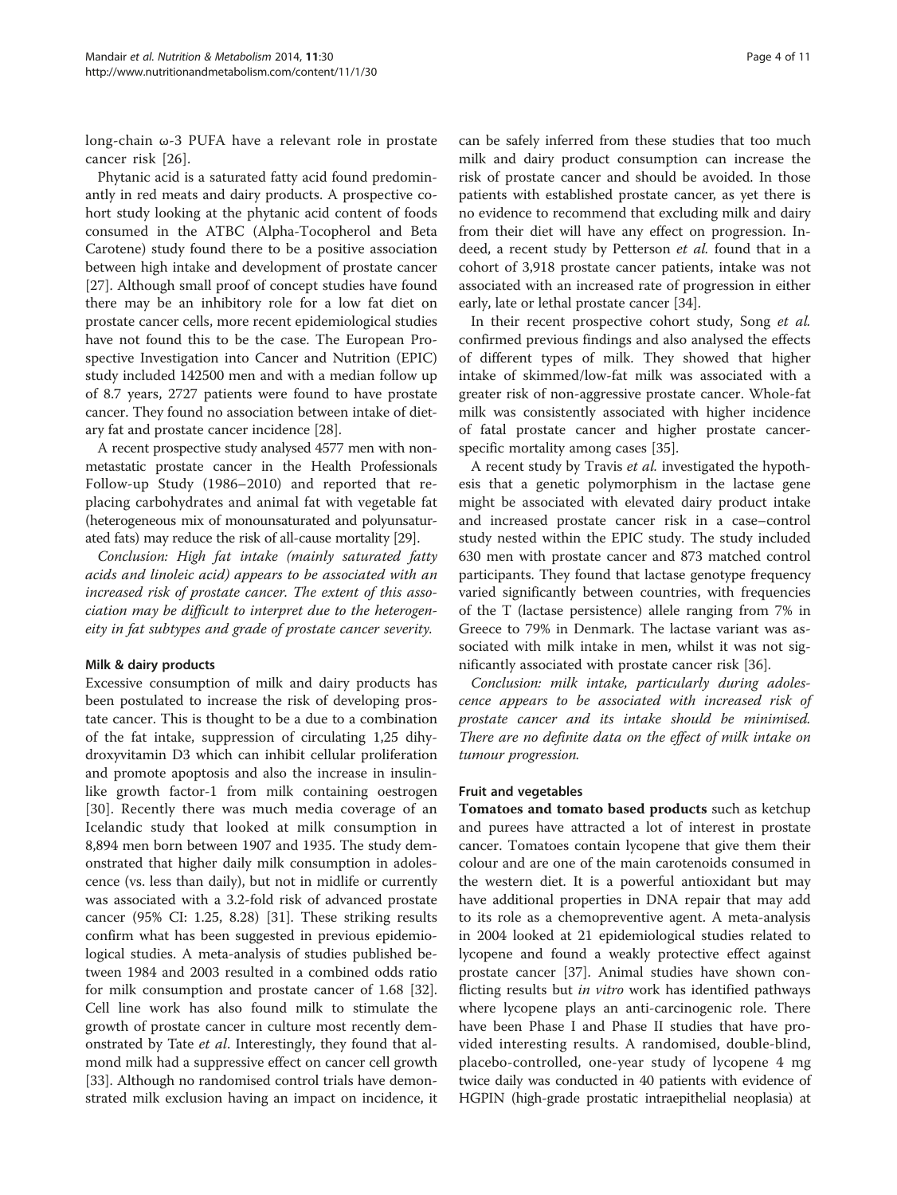long-chain ω-3 PUFA have a relevant role in prostate cancer risk [26].

Phytanic acid is a saturated fatty acid found predominantly in red meats and dairy products. A prospective cohort study looking at the phytanic acid content of foods consumed in the ATBC (Alpha-Tocopherol and Beta Carotene) study found there to be a positive association between high intake and development of prostate cancer [27]. Although small proof of concept studies have found there may be an inhibitory role for a low fat diet on prostate cancer cells, more recent epidemiological studies have not found this to be the case. The European Prospective Investigation into Cancer and Nutrition (EPIC) study included 142500 men and with a median follow up of 8.7 years, 2727 patients were found to have prostate cancer. They found no association between intake of dietary fat and prostate cancer incidence [28].

A recent prospective study analysed 4577 men with non-metastatic prostate cancer in the Health Professionals Follow-up Study (1986–2010) and reported that replacing carbohydrates and animal fat with vegetable fat (heterogeneous mix of monounsaturated and polyunsaturated fats) may reduce the risk of all-cause mortality [29].

*Conclusion: High fat intake (mainly saturated fatty acids and linoleic acid) appears to be associated with an increased risk of prostate cancer. The extent of this association may be difficult to interpret due to the heterogeneity in fat subtypes and grade of prostate cancer severity.*

#### Milk & dairy products

Excessive consumption of milk and dairy products has been postulated to increase the risk of developing prostate cancer. This is thought to be a due to a combination of the fat intake, suppression of circulating 1,25 dihydroxyvitamin D3 which can inhibit cellular proliferation and promote apoptosis and also the increase in insulin-like growth factor-1 from milk containing oestrogen [30]. Recently there was much media coverage of an Icelandic study that looked at milk consumption in 8,894 men born between 1907 and 1935. The study demonstrated that higher daily milk consumption in adolescence (vs. less than daily), but not in midlife or currently was associated with a 3.2-fold risk of advanced prostate cancer (95% CI: 1.25, 8.28) [31]. These striking results confirm what has been suggested in previous epidemiological studies. A meta-analysis of studies published between 1984 and 2003 resulted in a combined odds ratio for milk consumption and prostate cancer of 1.68 [32]. Cell line work has also found milk to stimulate the growth of prostate cancer in culture most recently demonstrated by Tate *et al*. Interestingly, they found that almond milk had a suppressive effect on cancer cell growth [33]. Although no randomised control trials have demonstrated milk exclusion having an impact on incidence, it can be safely inferred from these studies that too much milk and dairy product consumption can increase the risk of prostate cancer and should be avoided. In those patients with established prostate cancer, as yet there is no evidence to recommend that excluding milk and dairy from their diet will have any effect on progression. Indeed, a recent study by Petterson *et al.* found that in a cohort of 3,918 prostate cancer patients, intake was not associated with an increased rate of progression in either early, late or lethal prostate cancer [34].

In their recent prospective cohort study, Song *et al.* confirmed previous findings and also analysed the effects of different types of milk. They showed that higher intake of skimmed/low-fat milk was associated with a greater risk of non-aggressive prostate cancer. Whole-fat milk was consistently associated with higher incidence of fatal prostate cancer and higher prostate cancer-specific mortality among cases [35].

A recent study by Travis *et al.* investigated the hypothesis that a genetic polymorphism in the lactase gene might be associated with elevated dairy product intake and increased prostate cancer risk in a case–control study nested within the EPIC study. The study included 630 men with prostate cancer and 873 matched control participants. They found that lactase genotype frequency varied significantly between countries, with frequencies of the T (lactase persistence) allele ranging from 7% in Greece to 79% in Denmark. The lactase variant was associated with milk intake in men, whilst it was not significantly associated with prostate cancer risk [36].

*Conclusion: milk intake, particularly during adolescence appears to be associated with increased risk of prostate cancer and its intake should be minimised. There are no definite data on the effect of milk intake on tumour progression.*

#### Fruit and vegetables

**Tomatoes and tomato based products** such as ketchup and purees have attracted a lot of interest in prostate cancer. Tomatoes contain lycopene that give them their colour and are one of the main carotenoids consumed in the western diet. It is a powerful antioxidant but may have additional properties in DNA repair that may add to its role as a chemopreventive agent. A meta-analysis in 2004 looked at 21 epidemiological studies related to lycopene and found a weakly protective effect against prostate cancer [37]. Animal studies have shown conflicting results but *in vitro* work has identified pathways where lycopene plays an anti-carcinogenic role. There have been Phase I and Phase II studies that have provided interesting results. A randomised, double-blind, placebo-controlled, one-year study of lycopene 4 mg twice daily was conducted in 40 patients with evidence of HGPIN (high-grade prostatic intraepithelial neoplasia) at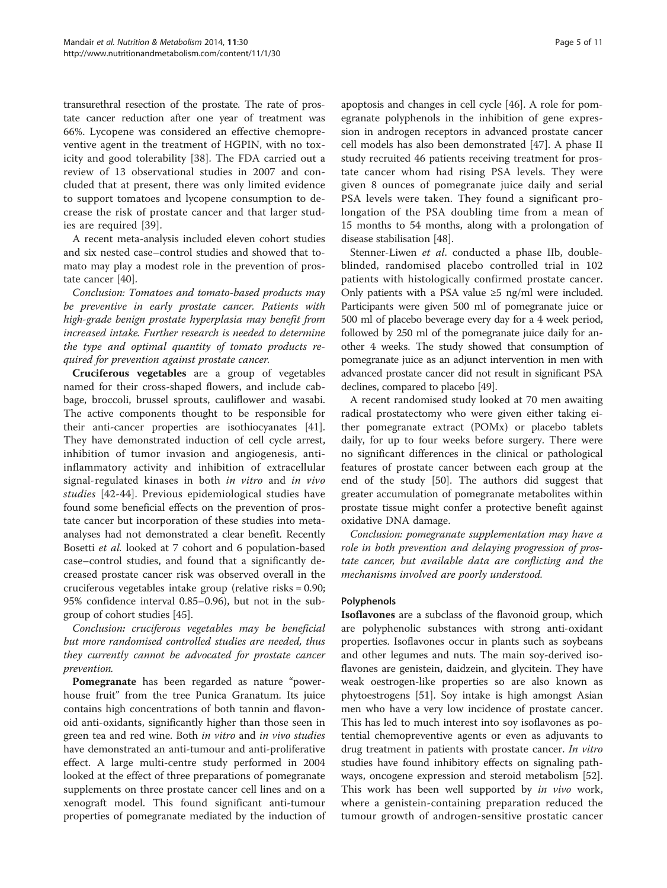transurethral resection of the prostate. The rate of prostate cancer reduction after one year of treatment was 66%. Lycopene was considered an effective chemopreventive agent in the treatment of HGPIN, with no toxicity and good tolerability [38]. The FDA carried out a review of 13 observational studies in 2007 and concluded that at present, there was only limited evidence to support tomatoes and lycopene consumption to decrease the risk of prostate cancer and that larger studies are required [39].

A recent meta-analysis included eleven cohort studies and six nested case–control studies and showed that tomato may play a modest role in the prevention of prostate cancer [40].

*Conclusion: Tomatoes and tomato-based products may be preventive in early prostate cancer. Patients with high-grade benign prostate hyperplasia may benefit from increased intake. Further research is needed to determine the type and optimal quantity of tomato products required for prevention against prostate cancer.*

**Cruciferous vegetables** are a group of vegetables named for their cross-shaped flowers, and include cabbage, broccoli, brussel sprouts, cauliflower and wasabi. The active components thought to be responsible for their anti-cancer properties are isothiocyanates [41]. They have demonstrated induction of cell cycle arrest, inhibition of tumor invasion and angiogenesis, anti-inflammatory activity and inhibition of extracellular signal-regulated kinases in both *in vitro* and *in vivo studies* [42-44]. Previous epidemiological studies have found some beneficial effects on the prevention of prostate cancer but incorporation of these studies into meta-analyses had not demonstrated a clear benefit. Recently Bosetti *et al.* looked at 7 cohort and 6 population-based case–control studies, and found that a significantly decreased prostate cancer risk was observed overall in the cruciferous vegetables intake group (relative risks = 0.90; 95% confidence interval 0.85–0.96), but not in the subgroup of cohort studies [45].

*Conclusion: cruciferous vegetables may be beneficial but more randomised controlled studies are needed, thus they currently cannot be advocated for prostate cancer prevention.*

**Pomegranate** has been regarded as nature "powerhouse fruit" from the tree Punica Granatum. Its juice contains high concentrations of both tannin and flavonoid anti-oxidants, significantly higher than those seen in green tea and red wine. Both *in vitro* and *in vivo studies* have demonstrated an anti-tumour and anti-proliferative effect. A large multi-centre study performed in 2004 looked at the effect of three preparations of pomegranate supplements on three prostate cancer cell lines and on a xenograft model. This found significant anti-tumour properties of pomegranate mediated by the induction of apoptosis and changes in cell cycle [46]. A role for pomegranate polyphenols in the inhibition of gene expression in androgen receptors in advanced prostate cancer cell models has also been demonstrated [47]. A phase II study recruited 46 patients receiving treatment for prostate cancer whom had rising PSA levels. They were given 8 ounces of pomegranate juice daily and serial PSA levels were taken. They found a significant prolongation of the PSA doubling time from a mean of 15 months to 54 months, along with a prolongation of disease stabilisation [48].

Stenner-Liwen *et al.* conducted a phase IIb, double-blinded, randomised placebo controlled trial in 102 patients with histologically confirmed prostate cancer. Only patients with a PSA value ≥5 ng/ml were included. Participants were given 500 ml of pomegranate juice or 500 ml of placebo beverage every day for a 4 week period, followed by 250 ml of the pomegranate juice daily for another 4 weeks. The study showed that consumption of pomegranate juice as an adjunct intervention in men with advanced prostate cancer did not result in significant PSA declines, compared to placebo [49].

A recent randomised study looked at 70 men awaiting radical prostatectomy who were given either taking either pomegranate extract (POMx) or placebo tablets daily, for up to four weeks before surgery. There were no significant differences in the clinical or pathological features of prostate cancer between each group at the end of the study [50]. The authors did suggest that greater accumulation of pomegranate metabolites within prostate tissue might confer a protective benefit against oxidative DNA damage.

*Conclusion: pomegranate supplementation may have a role in both prevention and delaying progression of prostate cancer, but available data are conflicting and the mechanisms involved are poorly understood.*

### Polyphenols

**Isoflavones** are a subclass of the flavonoid group, which are polyphenolic substances with strong anti-oxidant properties. Isoflavones occur in plants such as soybeans and other legumes and nuts. The main soy-derived isoflavones are genistein, daidzein, and glycitein. They have weak oestrogen-like properties so are also known as phytoestrogens [51]. Soy intake is high amongst Asian men who have a very low incidence of prostate cancer. This has led to much interest into soy isoflavones as potential chemopreventive agents or even as adjuvants to drug treatment in patients with prostate cancer. *In vitro* studies have found inhibitory effects on signaling pathways, oncogene expression and steroid metabolism [52]. This work has been well supported by *in vivo* work, where a genistein-containing preparation reduced the tumour growth of androgen-sensitive prostatic cancer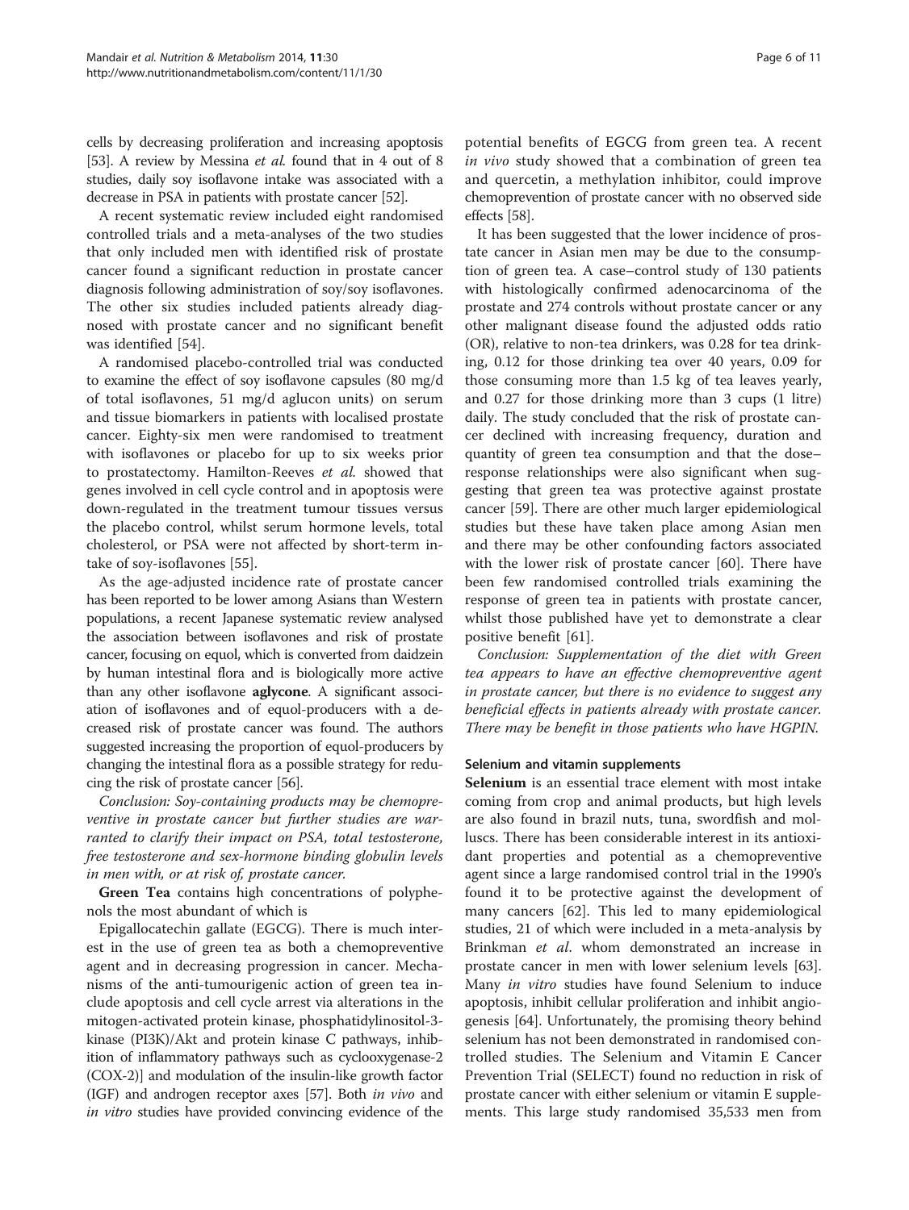cells by decreasing proliferation and increasing apoptosis [53]. A review by Messina *et al.* found that in 4 out of 8 studies, daily soy isoflavone intake was associated with a decrease in PSA in patients with prostate cancer [52].

A recent systematic review included eight randomised controlled trials and a meta-analyses of the two studies that only included men with identified risk of prostate cancer found a significant reduction in prostate cancer diagnosis following administration of soy/soy isoflavones. The other six studies included patients already diagnosed with prostate cancer and no significant benefit was identified [54].

A randomised placebo-controlled trial was conducted to examine the effect of soy isoflavone capsules (80 mg/d of total isoflavones, 51 mg/d aglucon units) on serum and tissue biomarkers in patients with localised prostate cancer. Eighty-six men were randomised to treatment with isoflavones or placebo for up to six weeks prior to prostatectomy. Hamilton-Reeves *et al.* showed that genes involved in cell cycle control and in apoptosis were down-regulated in the treatment tumour tissues versus the placebo control, whilst serum hormone levels, total cholesterol, or PSA were not affected by short-term intake of soy-isoflavones [55].

As the age-adjusted incidence rate of prostate cancer has been reported to be lower among Asians than Western populations, a recent Japanese systematic review analysed the association between isoflavones and risk of prostate cancer, focusing on equol, which is converted from daidzein by human intestinal flora and is biologically more active than any other isoflavone **aglycone**. A significant association of isoflavones and of equol-producers with a decreased risk of prostate cancer was found. The authors suggested increasing the proportion of equol-producers by changing the intestinal flora as a possible strategy for reducing the risk of prostate cancer [56].

*Conclusion: Soy-containing products may be chemopreventive in prostate cancer but further studies are warranted to clarify their impact on PSA, total testosterone, free testosterone and sex-hormone binding globulin levels in men with, or at risk of, prostate cancer.*

**Green Tea** contains high concentrations of polyphenols the most abundant of which is

Epigallocatechin gallate (EGCG). There is much interest in the use of green tea as both a chemopreventive agent and in decreasing progression in cancer. Mechanisms of the anti-tumourigenic action of green tea include apoptosis and cell cycle arrest via alterations in the mitogen-activated protein kinase, phosphatidylinositol-3-kinase (PI3K)/Akt and protein kinase C pathways, inhibition of inflammatory pathways such as cyclooxygenase-2 (COX-2)] and modulation of the insulin-like growth factor (IGF) and androgen receptor axes [57]. Both *in vivo* and *in vitro* studies have provided convincing evidence of the potential benefits of EGCG from green tea. A recent *in vivo* study showed that a combination of green tea and quercetin, a methylation inhibitor, could improve chemoprevention of prostate cancer with no observed side effects [58].

It has been suggested that the lower incidence of prostate cancer in Asian men may be due to the consumption of green tea. A case–control study of 130 patients with histologically confirmed adenocarcinoma of the prostate and 274 controls without prostate cancer or any other malignant disease found the adjusted odds ratio (OR), relative to non-tea drinkers, was 0.28 for tea drinking, 0.12 for those drinking tea over 40 years, 0.09 for those consuming more than 1.5 kg of tea leaves yearly, and 0.27 for those drinking more than 3 cups (1 litre) daily. The study concluded that the risk of prostate cancer declined with increasing frequency, duration and quantity of green tea consumption and that the dose–response relationships were also significant when suggesting that green tea was protective against prostate cancer [59]. There are other much larger epidemiological studies but these have taken place among Asian men and there may be other confounding factors associated with the lower risk of prostate cancer [60]. There have been few randomised controlled trials examining the response of green tea in patients with prostate cancer, whilst those published have yet to demonstrate a clear positive benefit [61].

*Conclusion: Supplementation of the diet with Green tea appears to have an effective chemopreventive agent in prostate cancer, but there is no evidence to suggest any beneficial effects in patients already with prostate cancer. There may be benefit in those patients who have HGPIN.*

#### Selenium and vitamin supplements

**Selenium** is an essential trace element with most intake coming from crop and animal products, but high levels are also found in brazil nuts, tuna, swordfish and molluscs. There has been considerable interest in its antioxidant properties and potential as a chemopreventive agent since a large randomised control trial in the 1990's found it to be protective against the development of many cancers [62]. This led to many epidemiological studies, 21 of which were included in a meta-analysis by Brinkman *et al.* whom demonstrated an increase in prostate cancer in men with lower selenium levels [63]. Many *in vitro* studies have found Selenium to induce apoptosis, inhibit cellular proliferation and inhibit angiogenesis [64]. Unfortunately, the promising theory behind selenium has not been demonstrated in randomised controlled studies. The Selenium and Vitamin E Cancer Prevention Trial (SELECT) found no reduction in risk of prostate cancer with either selenium or vitamin E supplements. This large study randomised 35,533 men from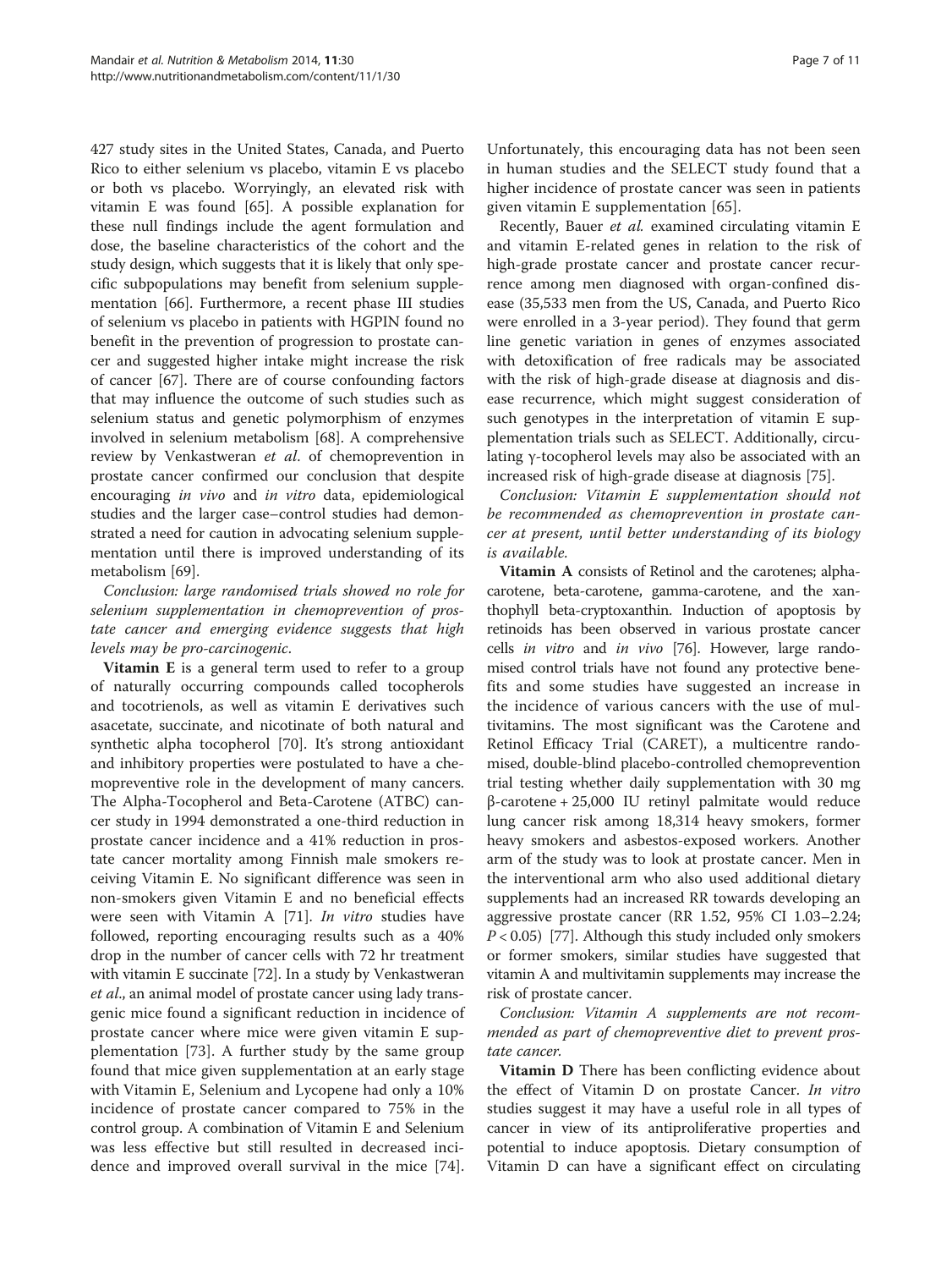427 study sites in the United States, Canada, and Puerto Rico to either selenium vs placebo, vitamin E vs placebo or both vs placebo. Worryingly, an elevated risk with vitamin E was found [65]. A possible explanation for these null findings include the agent formulation and dose, the baseline characteristics of the cohort and the study design, which suggests that it is likely that only specific subpopulations may benefit from selenium supplementation [66]. Furthermore, a recent phase III studies of selenium vs placebo in patients with HGPIN found no benefit in the prevention of progression to prostate cancer and suggested higher intake might increase the risk of cancer [67]. There are of course confounding factors that may influence the outcome of such studies such as selenium status and genetic polymorphism of enzymes involved in selenium metabolism [68]. A comprehensive review by Venkastweran *et al*. of chemoprevention in prostate cancer confirmed our conclusion that despite encouraging *in vivo* and *in vitro* data, epidemiological studies and the larger case–control studies had demonstrated a need for caution in advocating selenium supplementation until there is improved understanding of its metabolism [69].

*Conclusion: large randomised trials showed no role for selenium supplementation in chemoprevention of prostate cancer and emerging evidence suggests that high levels may be pro-carcinogenic*.

**Vitamin E** is a general term used to refer to a group of naturally occurring compounds called tocopherols and tocotrienols, as well as vitamin E derivatives such asacetate, succinate, and nicotinate of both natural and synthetic alpha tocopherol [70]. It's strong antioxidant and inhibitory properties were postulated to have a chemopreventive role in the development of many cancers. The Alpha-Tocopherol and Beta-Carotene (ATBC) cancer study in 1994 demonstrated a one-third reduction in prostate cancer incidence and a 41% reduction in prostate cancer mortality among Finnish male smokers receiving Vitamin E. No significant difference was seen in non-smokers given Vitamin E and no beneficial effects were seen with Vitamin A [71]. *In vitro* studies have followed, reporting encouraging results such as a 40% drop in the number of cancer cells with 72 hr treatment with vitamin E succinate [72]. In a study by Venkastweran *et al*., an animal model of prostate cancer using lady transgenic mice found a significant reduction in incidence of prostate cancer where mice were given vitamin E supplementation [73]. A further study by the same group found that mice given supplementation at an early stage with Vitamin E, Selenium and Lycopene had only a 10% incidence of prostate cancer compared to 75% in the control group. A combination of Vitamin E and Selenium was less effective but still resulted in decreased incidence and improved overall survival in the mice [74]. Unfortunately, this encouraging data has not been seen in human studies and the SELECT study found that a higher incidence of prostate cancer was seen in patients given vitamin E supplementation [65].

Recently, Bauer *et al.* examined circulating vitamin E and vitamin E-related genes in relation to the risk of high-grade prostate cancer and prostate cancer recurrence among men diagnosed with organ-confined disease (35,533 men from the US, Canada, and Puerto Rico were enrolled in a 3-year period). They found that germ line genetic variation in genes of enzymes associated with detoxification of free radicals may be associated with the risk of high-grade disease at diagnosis and disease recurrence, which might suggest consideration of such genotypes in the interpretation of vitamin E supplementation trials such as SELECT. Additionally, circulating γ-tocopherol levels may also be associated with an increased risk of high-grade disease at diagnosis [75].

*Conclusion: Vitamin E supplementation should not be recommended as chemoprevention in prostate cancer at present, until better understanding of its biology is available.*

**Vitamin A** consists of Retinol and the carotenes; alpha-carotene, beta-carotene, gamma-carotene, and the xanthophyll beta-cryptoxanthin. Induction of apoptosis by retinoids has been observed in various prostate cancer cells *in vitro* and *in vivo* [76]. However, large randomised control trials have not found any protective benefits and some studies have suggested an increase in the incidence of various cancers with the use of multivitamins. The most significant was the Carotene and Retinol Efficacy Trial (CARET), a multicentre randomised, double-blind placebo-controlled chemoprevention trial testing whether daily supplementation with 30 mg β-carotene + 25,000 IU retinyl palmitate would reduce lung cancer risk among 18,314 heavy smokers, former heavy smokers and asbestos-exposed workers. Another arm of the study was to look at prostate cancer. Men in the interventional arm who also used additional dietary supplements had an increased RR towards developing an aggressive prostate cancer (RR 1.52, 95% CI 1.03–2.24; $P < 0.05$) [77]. Although this study included only smokers or former smokers, similar studies have suggested that vitamin A and multivitamin supplements may increase the risk of prostate cancer.

*Conclusion: Vitamin A supplements are not recommended as part of chemopreventive diet to prevent prostate cancer.*

**Vitamin D** There has been conflicting evidence about the effect of Vitamin D on prostate Cancer. *In vitro* studies suggest it may have a useful role in all types of cancer in view of its antiproliferative properties and potential to induce apoptosis. Dietary consumption of Vitamin D can have a significant effect on circulating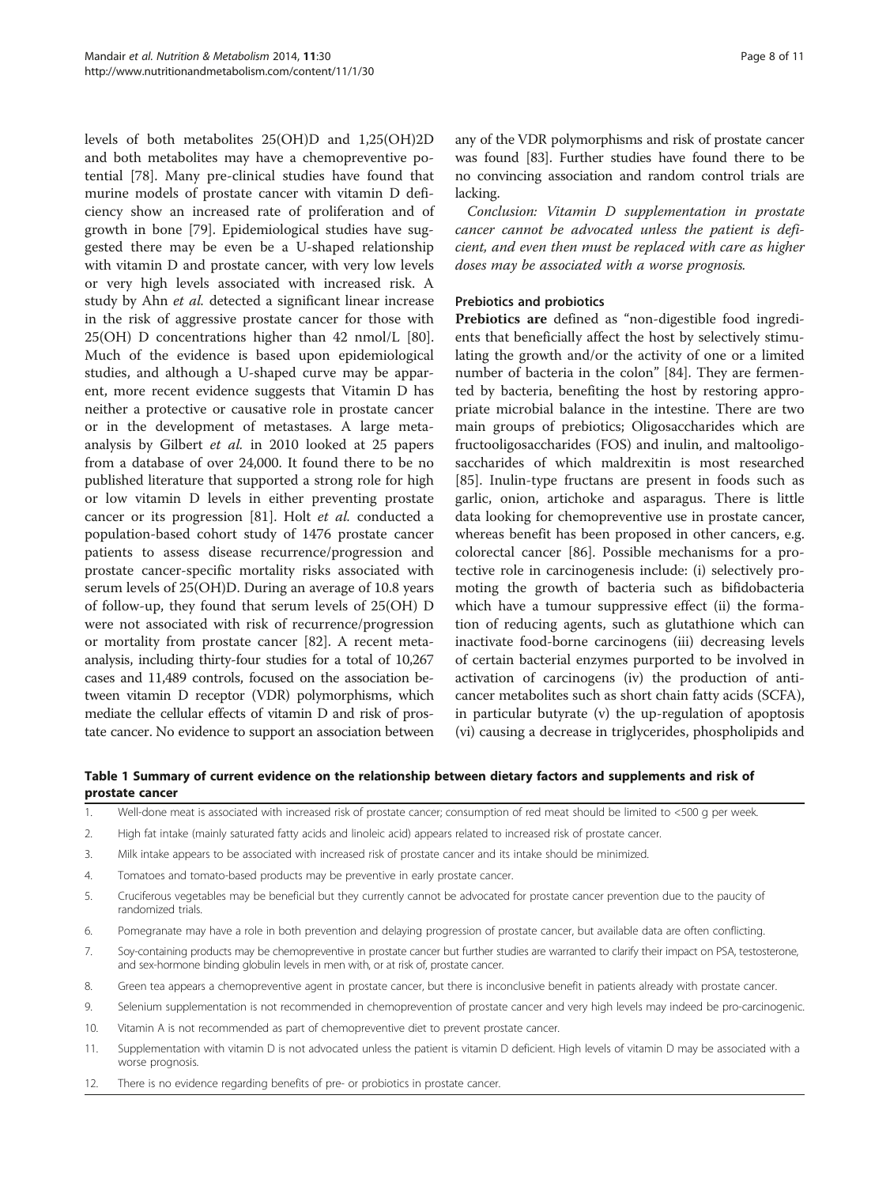levels of both metabolites 25(OH)D and 1,25(OH)2D and both metabolites may have a chemopreventive potential [78]. Many pre-clinical studies have found that murine models of prostate cancer with vitamin D deficiency show an increased rate of proliferation and of growth in bone [79]. Epidemiological studies have suggested there may be even be a U-shaped relationship with vitamin D and prostate cancer, with very low levels or very high levels associated with increased risk. A study by Ahn *et al.* detected a significant linear increase in the risk of aggressive prostate cancer for those with 25(OH) D concentrations higher than 42 nmol/L [80]. Much of the evidence is based upon epidemiological studies, and although a U-shaped curve may be apparent, more recent evidence suggests that Vitamin D has neither a protective or causative role in prostate cancer or in the development of metastases. A large meta-analysis by Gilbert *et al.* in 2010 looked at 25 papers from a database of over 24,000. It found there to be no published literature that supported a strong role for high or low vitamin D levels in either preventing prostate cancer or its progression [81]. Holt *et al.* conducted a population-based cohort study of 1476 prostate cancer patients to assess disease recurrence/progression and prostate cancer-specific mortality risks associated with serum levels of 25(OH)D. During an average of 10.8 years of follow-up, they found that serum levels of 25(OH) D were not associated with risk of recurrence/progression or mortality from prostate cancer [82]. A recent meta-analysis, including thirty-four studies for a total of 10,267 cases and 11,489 controls, focused on the association between vitamin D receptor (VDR) polymorphisms, which mediate the cellular effects of vitamin D and risk of prostate cancer. No evidence to support an association between any of the VDR polymorphisms and risk of prostate cancer was found [83]. Further studies have found there to be no convincing association and random control trials are lacking.

*Conclusion: Vitamin D supplementation in prostate cancer cannot be advocated unless the patient is deficient, and even then must be replaced with care as higher doses may be associated with a worse prognosis.*

### Prebiotics and probiotics

**Prebiotics are** defined as "non-digestible food ingredients that beneficially affect the host by selectively stimulating the growth and/or the activity of one or a limited number of bacteria in the colon" [84]. They are fermented by bacteria, benefiting the host by restoring appropriate microbial balance in the intestine. There are two main groups of prebiotics; Oligosaccharides which are fructooligosaccharides (FOS) and inulin, and maltooligosaccharides of which maldrexitin is most researched [85]. Inulin-type fructans are present in foods such as garlic, onion, artichoke and asparagus. There is little data looking for chemopreventive use in prostate cancer, whereas benefit has been proposed in other cancers, e.g. colorectal cancer [86]. Possible mechanisms for a protective role in carcinogenesis include: (i) selectively promoting the growth of bacteria such as bifidobacteria which have a tumour suppressive effect (ii) the formation of reducing agents, such as glutathione which can inactivate food-borne carcinogens (iii) decreasing levels of certain bacterial enzymes purported to be involved in activation of carcinogens (iv) the production of anti-cancer metabolites such as short chain fatty acids (SCFA), in particular butyrate (v) the up-regulation of apoptosis (vi) causing a decrease in triglycerides, phospholipids and

**Table 1 Summary of current evidence on the relationship between dietary factors and supplements and risk of prostate cancer**

| | |
|---|---|
| 1. | Well-done meat is associated with increased risk of prostate cancer; consumption of red meat should be limited to <500 g per week. |
| 2. | High fat intake (mainly saturated fatty acids and linoleic acid) appears related to increased risk of prostate cancer. |
| 3. | Milk intake appears to be associated with increased risk of prostate cancer and its intake should be minimized. |
| 4. | Tomatoes and tomato-based products may be preventive in early prostate cancer. |
| 5. | Cruciferous vegetables may be beneficial but they currently cannot be advocated for prostate cancer prevention due to the paucity of randomized trials. |
| 6. | Pomegranate may have a role in both prevention and delaying progression of prostate cancer, but available data are often conflicting. |
| 7. | Soy-containing products may be chemopreventive in prostate cancer but further studies are warranted to clarify their impact on PSA, testosterone, and sex-hormone binding globulin levels in men with, or at risk of, prostate cancer. |
| 8. | Green tea appears a chemopreventive agent in prostate cancer, but there is inconclusive benefit in patients already with prostate cancer. |
| 9. | Selenium supplementation is not recommended in chemoprevention of prostate cancer and very high levels may indeed be pro-carcinogenic. |
| 10. | Vitamin A is not recommended as part of chemopreventive diet to prevent prostate cancer. |
| 11. | Supplementation with vitamin D is not advocated unless the patient is vitamin D deficient. High levels of vitamin D may be associated with a worse prognosis. |
| 12. | There is no evidence regarding benefits of pre- or probiotics in prostate cancer. |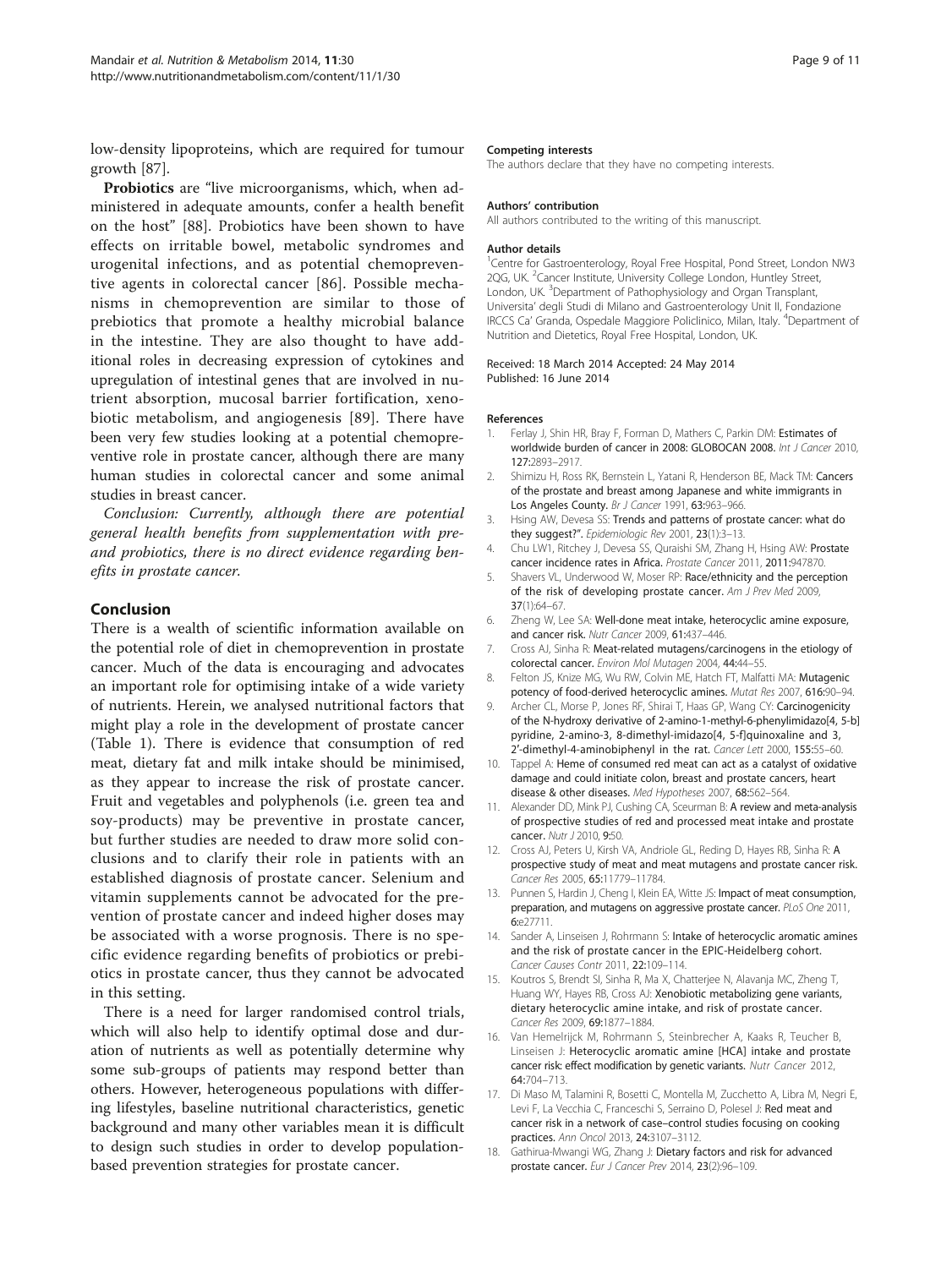low-density lipoproteins, which are required for tumour growth [87].

**Probiotics** are "live microorganisms, which, when administered in adequate amounts, confer a health benefit on the host" [88]. Probiotics have been shown to have effects on irritable bowel, metabolic syndromes and urogenital infections, and as potential chemopreventive agents in colorectal cancer [86]. Possible mechanisms in chemoprevention are similar to those of prebiotics that promote a healthy microbial balance in the intestine. They are also thought to have additional roles in decreasing expression of cytokines and upregulation of intestinal genes that are involved in nutrient absorption, mucosal barrier fortification, xenobiotic metabolism, and angiogenesis [89]. There have been very few studies looking at a potential chemopreventive role in prostate cancer, although there are many human studies in colorectal cancer and some animal studies in breast cancer.

*Conclusion: Currently, although there are potential general health benefits from supplementation with pre- and probiotics, there is no direct evidence regarding benefits in prostate cancer.*

## Conclusion

There is a wealth of scientific information available on the potential role of diet in chemoprevention in prostate cancer. Much of the data is encouraging and advocates an important role for optimising intake of a wide variety of nutrients. Herein, we analysed nutritional factors that might play a role in the development of prostate cancer (Table 1). There is evidence that consumption of red meat, dietary fat and milk intake should be minimised, as they appear to increase the risk of prostate cancer. Fruit and vegetables and polyphenols (i.e. green tea and soy-products) may be preventive in prostate cancer, but further studies are needed to draw more solid conclusions and to clarify their role in patients with an established diagnosis of prostate cancer. Selenium and vitamin supplements cannot be advocated for the prevention of prostate cancer and indeed higher doses may be associated with a worse prognosis. There is no specific evidence regarding benefits of probiotics or prebiotics in prostate cancer, thus they cannot be advocated in this setting.

There is a need for larger randomised control trials, which will also help to identify optimal dose and duration of nutrients as well as potentially determine why some sub-groups of patients may respond better than others. However, heterogeneous populations with differing lifestyles, baseline nutritional characteristics, genetic background and many other variables mean it is difficult to design such studies in order to develop population-based prevention strategies for prostate cancer.

#### Competing interests

The authors declare that they have no competing interests.

#### Authors' contribution

All authors contributed to the writing of this manuscript.

#### Author details

[1]Centre for Gastroenterology, Royal Free Hospital, Pond Street, London NW3 2QG, UK. [2]Cancer Institute, University College London, Huntley Street, London, UK. [3]Department of Pathophysiology and Organ Transplant, Universita' degli Studi di Milano and Gastroenterology Unit II, Fondazione IRCCS Ca' Granda, Ospedale Maggiore Policlinico, Milan, Italy. [4]Department of Nutrition and Dietetics, Royal Free Hospital, London, UK.

Received: 18 March 2014 Accepted: 24 May 2014
Published: 16 June 2014

#### References

1. Ferlay J, Shin HR, Bray F, Forman D, Mathers C, Parkin DM: **Estimates of worldwide burden of cancer in 2008: GLOBOCAN 2008.** *Int J Cancer* 2010, **127:**2893–2917.
2. Shimizu H, Ross RK, Bernstein L, Yatani R, Henderson BE, Mack TM: **Cancers of the prostate and breast among Japanese and white immigrants in Los Angeles County.** *Br J Cancer* 1991, **63:**963–966.
3. Hsing AW, Devesa SS: **Trends and patterns of prostate cancer: what do they suggest?".** *Epidemiologic Rev* 2001, **23**(1):3–13.
4. Chu LW1, Ritchey J, Devesa SS, Quraishi SM, Zhang H, Hsing AW: **Prostate cancer incidence rates in Africa.** *Prostate Cancer* 2011, **2011:**947870.
5. Shavers VL, Underwood W, Moser RP: **Race/ethnicity and the perception of the risk of developing prostate cancer.** *Am J Prev Med* 2009, **37**(1):64–67.
6. Zheng W, Lee SA: **Well-done meat intake, heterocyclic amine exposure, and cancer risk.** *Nutr Cancer* 2009, **61:**437–446.
7. Cross AJ, Sinha R: **Meat-related mutagens/carcinogens in the etiology of colorectal cancer.** *Environ Mol Mutagen* 2004, **44:**44–55.
8. Felton JS, Knize MG, Wu RW, Colvin ME, Hatch FT, Malfatti MA: **Mutagenic potency of food-derived heterocyclic amines.** *Mutat Res* 2007, **616:**90–94.
9. Archer CL, Morse P, Jones RF, Shirai T, Haas GP, Wang CY: **Carcinogenicity of the N-hydroxy derivative of 2-amino-1-methyl-6-phenylimidazo[4, 5-b] pyridine, 2-amino-3, 8-dimethyl-imidazo[4, 5-f]quinoxaline and 3, 2'-dimethyl-4-aminobiphenyl in the rat.** *Cancer Lett* 2000, **155:**55–60.
10. Tappel A: **Heme of consumed red meat can act as a catalyst of oxidative damage and could initiate colon, breast and prostate cancers, heart disease & other diseases.** *Med Hypotheses* 2007, **68:**562–564.
11. Alexander DD, Mink PJ, Cushing CA, Sceurman B: **A review and meta-analysis of prospective studies of red and processed meat intake and prostate cancer.** *Nutr J* 2010, **9:**50.
12. Cross AJ, Peters U, Kirsh VA, Andriole GL, Reding D, Hayes RB, Sinha R: **A prospective study of meat and meat mutagens and prostate cancer risk.** *Cancer Res* 2005, **65:**11779–11784.
13. Punnen S, Hardin J, Cheng I, Klein EA, Witte JS: **Impact of meat consumption, preparation, and mutagens on aggressive prostate cancer.** *PLoS One* 2011, **6:**e27711.
14. Sander A, Linseisen J, Rohrmann S: **Intake of heterocyclic aromatic amines and the risk of prostate cancer in the EPIC-Heidelberg cohort.** *Cancer Causes Contr* 2011, **22:**109–114.
15. Koutros S, Brendt SI, Sinha R, Ma X, Chatterjee N, Alavanja MC, Zheng T, Huang WY, Hayes RB, Cross AJ: **Xenobiotic metabolizing gene variants, dietary heterocyclic amine intake, and risk of prostate cancer.** *Cancer Res* 2009, **69:**1877–1884.
16. Van Hemelrijck M, Rohrmann S, Steinbrecher A, Kaaks R, Teucher B, Linseisen J: **Heterocyclic aromatic amine [HCA] intake and prostate cancer risk: effect modification by genetic variants.** *Nutr Cancer* 2012, **64:**704–713.
17. Di Maso M, Talamini R, Bosetti C, Montella M, Zucchetto A, Libra M, Negri E, Levi F, La Vecchia C, Franceschi S, Serraino D, Polesel J: **Red meat and cancer risk in a network of case–control studies focusing on cooking practices.** *Ann Oncol* 2013, **24:**3107–3112.
18. Gathirua-Mwangi WG, Zhang J: **Dietary factors and risk for advanced prostate cancer.** *Eur J Cancer Prev* 2014, **23**(2):96–109.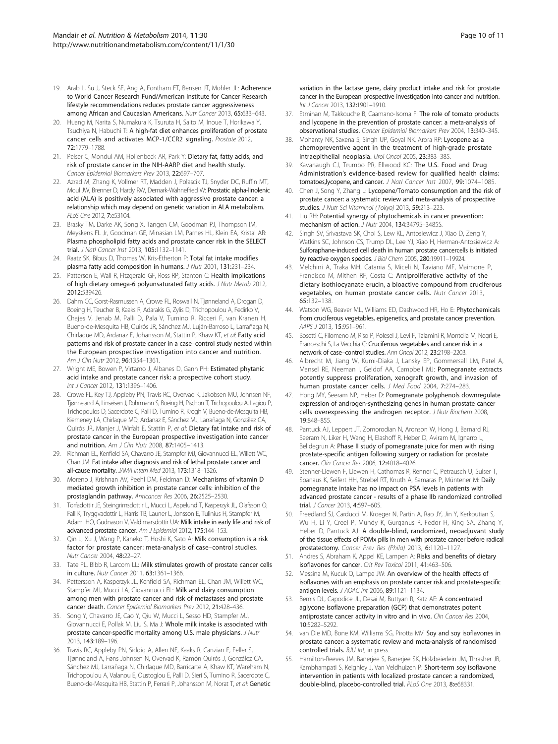19. Arab L, Su J, Steck SE, Ang A, Fontham ET, Bensen JT, Mohler JL: **Adherence to World Cancer Research Fund/American Institute for Cancer Research lifestyle recommendations reduces prostate cancer aggressiveness among African and Caucasian Americans.** *Nutr Cancer* 2013, **65:**633–643.
20. Huang M, Narita S, Numakura K, Tsuruta H, Saito M, Inoue T, Horikawa Y, Tsuchiya N, Habuchi T: **A high-fat diet enhances proliferation of prostate cancer cells and activates MCP-1/CCR2 signaling.** *Prostate* 2012, **72:**1779–1788.
21. Pelser C, Mondul AM, Hollenbeck AR, Park Y: **Dietary fat, fatty acids, and risk of prostate cancer in the NIH-AARP diet and health study.** *Cancer Epidemiol Biomarkers Prev* 2013, **22:**697–707.
22. Azrad M, Zhang K, Vollmer RT, Madden J, Polascik TJ, Snyder DC, Ruffin MT, Moul JW, Brenner D, Hardy RW, Demark-Wahnefried W: **Prostatic alpha-linolenic acid (ALA) is positively associated with aggressive prostate cancer: a relationship which may depend on genetic variation in ALA metabolism.** *PLoS One* 2012, **7:**e53104.
23. Brasky TM, Darke AK, Song X, Tangen CM, Goodman PJ, Thompson IM, Meyskens FL Jr, Goodman GE, Minasian LM, Parnes HL, Klein EA, Kristal AR: **Plasma phospholipid fatty acids and prostate cancer risk in the SELECT trial.** *J Natl Cancer Inst* 2013, **105:**1132–1141.
24. Raatz SK, Bibus D, Thomas W, Kris-Etherton P: **Total fat intake modifies plasma fatty acid composition in humans.** *J Nutr* 2001, **131:**231–234.
25. Patterson E, Wall R, Fitzgerald GF, Ross RP, Stanton C: **Health implications of high dietary omega-6 polyunsaturated fatty acids.** *J Nutr Metab* 2012, **2012:**539426.
26. Dahm CC, Gorst-Rasmussen A, Crowe FL, Roswall N, Tjønneland A, Drogan D, Boeing H, Teucher B, Kaaks R, Adarakis G, Zylis D, Trichopoulou A, Fedirko V, Chajes V, Jenab M, Palli D, Pala V, Tumino R, Ricceri F, van Kranen H, Bueno-de-Mesquita HB, Quirós JR, Sánchez MJ, Luján-Barroso L, Larrañaga N, Chirlaque MD, Ardanaz E, Johansson M, Stattin P, Khaw KT, *et al*: **Fatty acid patterns and risk of prostate cancer in a case–control study nested within the European prospective investigation into cancer and nutrition.** *Am J Clin Nutr* 2012, **96:**1354–1361.
27. Wright ME, Bowen P, Virtamo J, Albanes D, Gann PH: **Estimated phytanic acid intake and prostate cancer risk: a prospective cohort study.** *Int J Cancer* 2012, **131:**1396–1406.
28. Crowe FL, Key TJ, Appleby PN, Travis RC, Overvad K, Jakobsen MU, Johnsen NF, Tjønneland A, Linseisen J, Rohrmann S, Boeing H, Pischon T, Trichopoulou A, Lagiou P, Trichopoulos D, Sacerdote C, Palli D, Tumino R, Krogh V, Bueno-de-Mesquita HB, Kiemeney LA, Chirlaque MD, Ardanaz E, Sánchez MJ, Larrañaga N, González CA, Quirós JR, Manjer J, Wirfält E, Stattin P, *et al*: **Dietary fat intake and risk of prostate cancer in the European prospective investigation into cancer and nutrition.** *Am J Clin Nutr* 2008, **87:**1405–1413.
29. Richman EL, Kenfield SA, Chavarro JE, Stampfer MJ, Giovannucci EL, Willett WC, Chan JM: **Fat intake after diagnosis and risk of lethal prostate cancer and all-cause mortality.** *JAMA Intern Med* 2013, **173:**1318–1326.
30. Moreno J, Krishnan AV, Peehl DM, Feldman D: **Mechanisms of vitamin D mediated growth inhibition in prostate cancer cells: inhibition of the prostaglandin pathway.** *Anticancer Res* 2006, **26:**2525–2530.
31. Torfadottir JE, Steingrimsdottir L, Mucci L, Aspelund T, Kasperzyk JL, Olafsson O, Fall K, Tryggvadottir L, Harris TB, Launer L, Jonsson E, Tulinius H, Stampfer M, Adami HO, Gudnason V, Valdimarsdottir UA: **Milk intake in early life and risk of advanced prostate cancer.** *Am J Epidemiol* 2012, **175:**144–153.
32. Qin L, Xu J, Wang P, Kaneko T, Hoshi K, Sato A: **Milk consumption is a risk factor for prostate cancer: meta-analysis of case–control studies.** *Nutr Cancer* 2004, **48:**22–27.
33. Tate PL, Bibb R, Larcom LL: **Milk stimulates growth of prostate cancer cells in culture.** *Nutr Cancer* 2011, **63:**1361–1366.
34. Pettersson A, Kasperzyk JL, Kenfield SA, Richman EL, Chan JM, Willett WC, Stampfer MJ, Mucci LA, Giovannucci EL: **Milk and dairy consumption among men with prostate cancer and risk of metastases and prostate cancer death.** *Cancer Epidemiol Biomarkers Prev* 2012, **21:**428–436.
35. Song Y, Chavarro JE, Cao Y, Qiu W, Mucci L, Sesso HD, Stampfer MJ, Giovannucci E, Pollak M, Liu S, Ma J: **Whole milk intake is associated with prostate cancer-specific mortality among U.S. male physicians.** *J Nutr* 2013, **143:**189–196.
36. Travis RC, Appleby PN, Siddiq A, Allen NE, Kaaks R, Canzian F, Feller S, Tjønneland A, Føns Johnsen N, Overvad K, Ramón Quirós J, González CA, Sánchez MJ, Larrañaga N, Chirlaque MD, Barricarte A, Khaw KT, Wareham N, Trichopoulou A, Valanou E, Oustoglou E, Palli D, Sieri S, Tumino R, Sacerdote C, Bueno-de-Mesquita HB, Stattin P, Ferrari P, Johansson M, Norat T, *et al*: **Genetic variation in the lactase gene, dairy product intake and risk for prostate cancer in the European prospective investigation into cancer and nutrition.** *Int J Cancer* 2013, **132:**1901–1910.
37. Etminan M, Takkouche B, Caamano-Isorna F: **The role of tomato products and lycopene in the prevention of prostate cancer: a meta-analysis of observational studies.** *Cancer Epidemiol Biomarkers Prev* 2004, **13:**340–345.
38. Mohanty NK, Saxena S, Singh UP, Goyal NK, Arora RP: **Lycopene as a chemopreventive agent in the treatment of high-grade prostate intraepithelial neoplasia.** *Urol Oncol* 2005, **23:**383–385.
39. Kavanaugh CJ, Trumbo PR, Ellwood KC: **The U.S. Food and Drug Administration's evidence-based review for qualified health claims: tomatoes,lycopene, and cancer.** *J Natl Cancer Inst* 2007, **99:**1074–1085.
40. Chen J, Song Y, Zhang L: **Lycopene/Tomato consumption and the risk of prostate cancer: a systematic review and meta-analysis of prospective studies.** *J Nutr Sci Vitaminol (Tokyo)* 2013, **59:**213–223.
41. Liu RH: **Potential synergy of phytochemicals in cancer prevention: mechanism of action.** *J Nutr* 2004, **134:**3479S–3485S.
42. Singh SV, Srivastava SK, Choi S, Lew KL, Antosiewicz J, Xiao D, Zeng Y, Watkins SC, Johnson CS, Trump DL, Lee YJ, Xiao H, Herman-Antosiewicz A: **Sulforaphane-induced cell death in human prostate cancercells is initiated by reactive oxygen species.** *J Biol Chem* 2005, **280:**19911–19924.
43. Melchini A, Traka MH, Catania S, Miceli N, Taviano MF, Maimone P, Francisco M, Mithen RF, Costa C: **Antiproliferative activity of the dietary isothiocyanate erucin, a bioactive compound from cruciferous vegetables, on human prostate cancer cells.** *Nutr Cancer* 2013, **65:**132–138.
44. Watson WG, Beaver ML, Williams ED, Dashwood RH, Ho E: **Phytochemicals from cruciferous vegetables, epigenetics, and prostate cancer prevention.** *AAPS J* 2013, **15:**951–961.
45. Bosetti C, Filomeno M, Riso P, Polesel J, Levi F, Talamini R, Montella M, Negri E, Franceschi S, La Vecchia C: **Cruciferous vegetables and cancer risk in a network of case–control studies.** *Ann Oncol* 2012, **23:**2198–2203.
46. Albrecht M, Jiang W, Kumi-Diaka J, Lansky EP, Gommersall LM, Patel A, Mansel RE, Neeman I, Geldof AA, Campbell MJ: **Pomegranate extracts potently suppress proliferation, xenograft growth, and invasion of human prostate cancer cells.** *J Med Food* 2004, **7:**274–283.
47. Hong MY, Seeram NP, Heber D: **Pomegranate polyphenols downregulate expression of androgen-synthesizing genes in human prostate cancer cells overexpressing the androgen receptor.** *J Nutr Biochem* 2008, **19:**848–855.
48. Pantuck AJ, Leppert JT, Zomorodian N, Aronson W, Hong J, Barnard RJ, Seeram N, Liker H, Wang H, Elashoff R, Heber D, Aviram M, Ignarro L, Belldegrun A: **Phase II study of pomegranate juice for men with rising prostate-specific antigen following surgery or radiation for prostate cancer.** *Clin Cancer Res* 2006, **12:**4018–4026.
49. Stenner-Liewen F, Liewen H, Cathomas R, Renner C, Petrausch U, Sulser T, Spanaus K, Seifert HH, Strebel RT, Knuth A, Samaras P, Müntener M: **Daily pomegranate intake has no impact on PSA levels in patients with advanced prostate cancer - results of a phase IIb randomized controlled trial.** *J Cancer* 2013, **4:**597–605.
50. Freedland SJ, Carducci M, Kroeger N, Partin A, Rao JY, Jin Y, Kerkoutian S, Wu H, Li Y, Creel P, Mundy K, Gurganus R, Fedor H, King SA, Zhang Y, Heber D, Pantuck AJ: **A double-blind, randomized, neoadjuvant study of the tissue effects of POMx pills in men with prostate cancer before radical prostatectomy.** *Cancer Prev Res (Phila)* 2013, **6:**1120–1127.
51. Andres S, Abraham K, Appel KE, Lampen A: **Risks and benefits of dietary isoflavones for cancer.** *Crit Rev Toxicol* 2011, **41:**463–506.
52. Messina M, Kucuk O, Lampe JW: **An overview of the health effects of isoflavones with an emphasis on prostate cancer risk and prostate-specific antigen levels.** *J AOAC Int* 2006, **89:**1121–1134.
53. Bemis DL, Capodice JL, Desai M, Buttyan R, Katz AE: **A concentrated aglycone isoflavone preparation (GCP) that demonstrates potent antiprostate cancer activity in vitro and in vivo.** *Clin Cancer Res* 2004, **10:**5282–5292.
54. van Die MD, Bone KM, Williams SG, Pirotta MV: **Soy and soy isoflavones in prostate cancer: a systematic review and meta-analysis of randomised controlled trials.** *BJU Int*, in press.
55. Hamilton-Reeves JM, Banerjee S, Banerjee SK, Holzbeierlein JM, Thrasher JB, Kambhampati S, Keighley J, Van Veldhuizen P: **Short-term soy isoflavone intervention in patients with localized prostate cancer: a randomized, double-blind, placebo-controlled trial.** *PLoS One* 2013, **8:**e68331.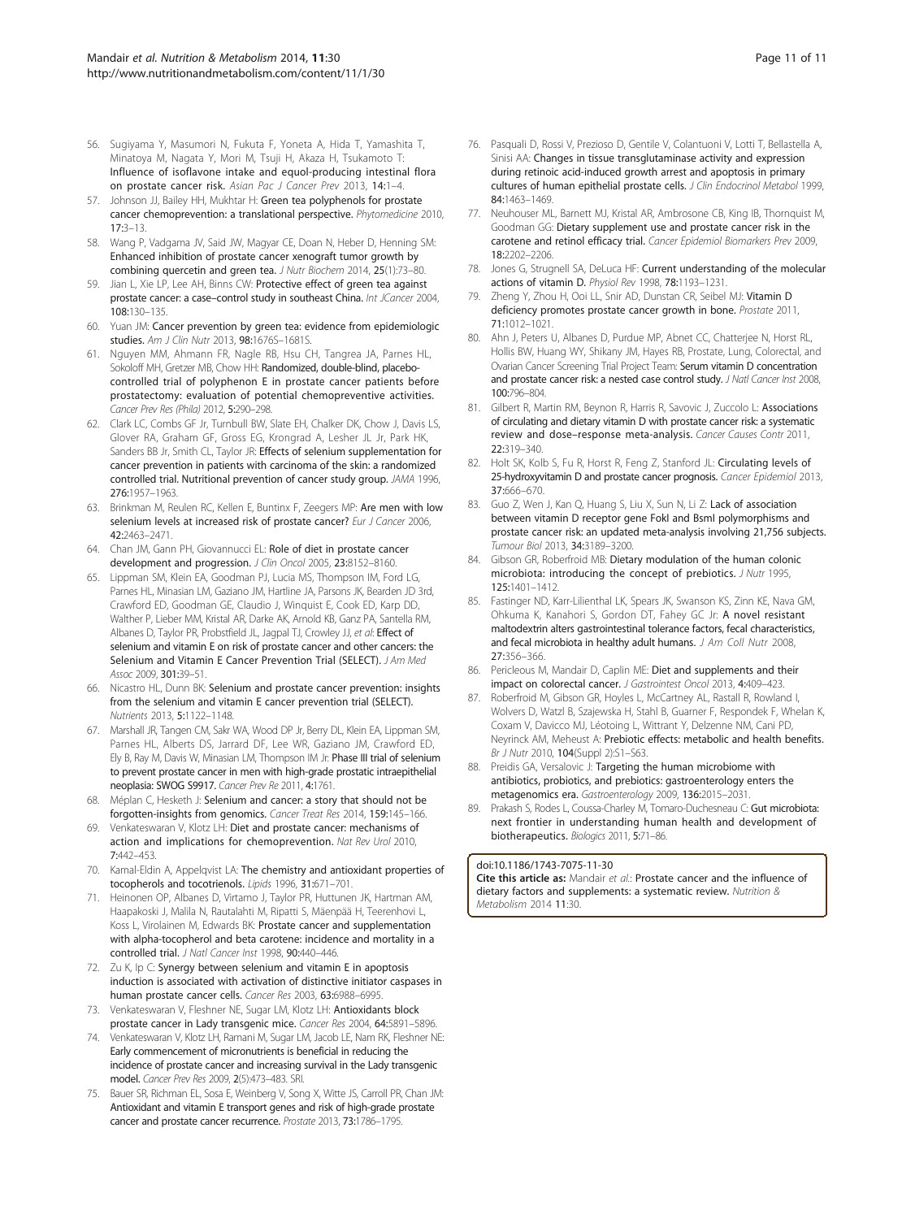56. Sugiyama Y, Masumori N, Fukuta F, Yoneta A, Hida T, Yamashita T, Minatoya M, Nagata Y, Mori M, Tsuji H, Akaza H, Tsukamoto T: **Influence of isoflavone intake and equol-producing intestinal flora on prostate cancer risk.** *Asian Pac J Cancer Prev* 2013, **14:**1–4.
57. Johnson JJ, Bailey HH, Mukhtar H: **Green tea polyphenols for prostate cancer chemoprevention: a translational perspective.** *Phytomedicine* 2010, **17:**3–13.
58. Wang P, Vadgama JV, Said JW, Magyar CE, Doan N, Heber D, Henning SM: **Enhanced inhibition of prostate cancer xenograft tumor growth by combining quercetin and green tea.** *J Nutr Biochem* 2014, **25**(1):73–80.
59. Jian L, Xie LP, Lee AH, Binns CW: **Protective effect of green tea against prostate cancer: a case–control study in southeast China.** *Int JCancer* 2004, **108:**130–135.
60. Yuan JM: **Cancer prevention by green tea: evidence from epidemiologic studies.** *Am J Clin Nutr* 2013, **98:**1676S–1681S.
61. Nguyen MM, Ahmann FR, Nagle RB, Hsu CH, Tangrea JA, Parnes HL, Sokoloff MH, Gretzer MB, Chow HH: **Randomized, double-blind, placebo-controlled trial of polyphenon E in prostate cancer patients before prostatectomy: evaluation of potential chemopreventive activities.** *Cancer Prev Res (Phila)* 2012, **5:**290–298.
62. Clark LC, Combs GF Jr, Turnbull BW, Slate EH, Chalker DK, Chow J, Davis LS, Glover RA, Graham GF, Gross EG, Krongrad A, Lesher JL Jr, Park HK, Sanders BB Jr, Smith CL, Taylor JR: **Effects of selenium supplementation for cancer prevention in patients with carcinoma of the skin: a randomized controlled trial. Nutritional prevention of cancer study group.** *JAMA* 1996, **276:**1957–1963.
63. Brinkman M, Reulen RC, Kellen E, Buntinx F, Zeegers MP: **Are men with low selenium levels at increased risk of prostate cancer?** *Eur J Cancer* 2006, **42:**2463–2471.
64. Chan JM, Gann PH, Giovannucci EL: **Role of diet in prostate cancer development and progression.** *J Clin Oncol* 2005, **23:**8152–8160.
65. Lippman SM, Klein EA, Goodman PJ, Lucia MS, Thompson IM, Ford LG, Parnes HL, Minasian LM, Gaziano JM, Hartline JA, Parsons JK, Bearden JD 3rd, Crawford ED, Goodman GE, Claudio J, Winquist E, Cook ED, Karp DD, Walther P, Lieber MM, Kristal AR, Darke AK, Arnold KB, Ganz PA, Santella RM, Albanes D, Taylor PR, Probstfield JL, Jagpal TJ, Crowley JJ, *et al*: **Effect of selenium and vitamin E on risk of prostate cancer and other cancers: the Selenium and Vitamin E Cancer Prevention Trial (SELECT).** *J Am Med Assoc* 2009, **301:**39–51.
66. Nicastro HL, Dunn BK: **Selenium and prostate cancer prevention: insights from the selenium and vitamin E cancer prevention trial (SELECT).** *Nutrients* 2013, **5:**1122–1148.
67. Marshall JR, Tangen CM, Sakr WA, Wood DP Jr, Berry DL, Klein EA, Lippman SM, Parnes HL, Alberts DS, Jarrard DF, Lee WR, Gaziano JM, Crawford ED, Ely B, Ray M, Davis W, Minasian LM, Thompson IM Jr: **Phase III trial of selenium to prevent prostate cancer in men with high-grade prostatic intraepithelial neoplasia: SWOG S9917.** *Cancer Prev Re* 2011, **4:**1761.
68. Méplan C, Hesketh J: **Selenium and cancer: a story that should not be forgotten-insights from genomics.** *Cancer Treat Res* 2014, **159:**145–166.
69. Venkateswaran V, Klotz LH: **Diet and prostate cancer: mechanisms of action and implications for chemoprevention.** *Nat Rev Urol* 2010, **7:**442–453.
70. Kamal-Eldin A, Appelqvist LA: **The chemistry and antioxidant properties of tocopherols and tocotrienols.** *Lipids* 1996, **31:**671–701.
71. Heinonen OP, Albanes D, Virtamo J, Taylor PR, Huttunen JK, Hartman AM, Haapakoski J, Malila N, Rautalahti M, Ripatti S, Mäenpää H, Teerenhovi L, Koss L, Virolainen M, Edwards BK: **Prostate cancer and supplementation with alpha-tocopherol and beta carotene: incidence and mortality in a controlled trial.** *J Natl Cancer Inst* 1998, **90:**440–446.
72. Zu K, Ip C: **Synergy between selenium and vitamin E in apoptosis induction is associated with activation of distinctive initiator caspases in human prostate cancer cells.** *Cancer Res* 2003, **63:**6988–6995.
73. Venkateswaran V, Fleshner NE, Sugar LM, Klotz LH: **Antioxidants block prostate cancer in Lady transgenic mice.** *Cancer Res* 2004, **64:**5891–5896.
74. Venkateswaran V, Klotz LH, Ramani M, Sugar LM, Jacob LE, Nam RK, Fleshner NE: **Early commencement of micronutrients is beneficial in reducing the incidence of prostate cancer and increasing survival in the Lady transgenic model.** *Cancer Prev Res* 2009, **2**(5):473–483. SRI.
75. Bauer SR, Richman EL, Sosa E, Weinberg V, Song X, Witte JS, Carroll PR, Chan JM: **Antioxidant and vitamin E transport genes and risk of high-grade prostate cancer and prostate cancer recurrence.** *Prostate* 2013, **73:**1786–1795.
76. Pasquali D, Rossi V, Prezioso D, Gentile V, Colantuoni V, Lotti T, Bellastella A, Sinisi AA: **Changes in tissue transglutaminase activity and expression during retinoic acid-induced growth arrest and apoptosis in primary cultures of human epithelial prostate cells.** *J Clin Endocrinol Metabol* 1999, **84:**1463–1469.
77. Neuhouser ML, Barnett MJ, Kristal AR, Ambrosone CB, King IB, Thornquist M, Goodman GG: **Dietary supplement use and prostate cancer risk in the carotene and retinol efficacy trial.** *Cancer Epidemiol Biomarkers Prev* 2009, **18:**2202–2206.
78. Jones G, Strugnell SA, DeLuca HF: **Current understanding of the molecular actions of vitamin D.** *Physiol Rev* 1998, **78:**1193–1231.
79. Zheng Y, Zhou H, Ooi LL, Snir AD, Dunstan CR, Seibel MJ: **Vitamin D deficiency promotes prostate cancer growth in bone.** *Prostate* 2011, **71:**1012–1021.
80. Ahn J, Peters U, Albanes D, Purdue MP, Abnet CC, Chatterjee N, Horst RL, Hollis BW, Huang WY, Shikany JM, Hayes RB, Prostate, Lung, Colorectal, and Ovarian Cancer Screening Trial Project Team: **Serum vitamin D concentration and prostate cancer risk: a nested case control study.** *J Natl Cancer Inst* 2008, **100:**796–804.
81. Gilbert R, Martin RM, Beynon R, Harris R, Savovic J, Zuccolo L: **Associations of circulating and dietary vitamin D with prostate cancer risk: a systematic review and dose–response meta-analysis.** *Cancer Causes Contr* 2011, **22:**319–340.
82. Holt SK, Kolb S, Fu R, Horst R, Feng Z, Stanford JL: **Circulating levels of 25-hydroxyvitamin D and prostate cancer prognosis.** *Cancer Epidemiol* 2013, **37:**666–670.
83. Guo Z, Wen J, Kan Q, Huang S, Liu X, Sun N, Li Z: **Lack of association between vitamin D receptor gene FokI and BsmI polymorphisms and prostate cancer risk: an updated meta-analysis involving 21,756 subjects.** *Tumour Biol* 2013, **34:**3189–3200.
84. Gibson GR, Roberfroid MB: **Dietary modulation of the human colonic microbiota: introducing the concept of prebiotics.** *J Nutr* 1995, **125:**1401–1412.
85. Fastinger ND, Karr-Lilienthal LK, Spears JK, Swanson KS, Zinn KE, Nava GM, Ohkuma K, Kanahori S, Gordon DT, Fahey GC Jr: **A novel resistant maltodextrin alters gastrointestinal tolerance factors, fecal characteristics, and fecal microbiota in healthy adult humans.** *J Am Coll Nutr* 2008, **27:**356–366.
86. Pericleous M, Mandair D, Caplin ME: **Diet and supplements and their impact on colorectal cancer.** *J Gastrointest Oncol* 2013, **4:**409–423.
87. Roberfroid M, Gibson GR, Hoyles L, McCartney AL, Rastall R, Rowland I, Wolvers D, Watzl B, Szajewska H, Stahl B, Guarner F, Respondek F, Whelan K, Coxam V, Davicco MJ, Léotoing L, Wittrant Y, Delzenne NM, Cani PD, Neyrinck AM, Meheust A: **Prebiotic effects: metabolic and health benefits.** *Br J Nutr* 2010, **104**(Suppl 2):S1–S63.
88. Preidis GA, Versalovic J: **Targeting the human microbiome with antibiotics, probiotics, and prebiotics: gastroenterology enters the metagenomics era.** *Gastroenterology* 2009, **136:**2015–2031.
89. Prakash S, Rodes L, Coussa-Charley M, Tomaro-Duchesneau C: **Gut microbiota: next frontier in understanding human health and development of biotherapeutics.** *Biologics* 2011, **5:**71–86.

doi:10.1186/1743-7075-11-30

**Cite this article as:** Mandair *et al.*: Prostate cancer and the influence of dietary factors and supplements: a systematic review. *Nutrition & Metabolism* 2014 **11**:30.